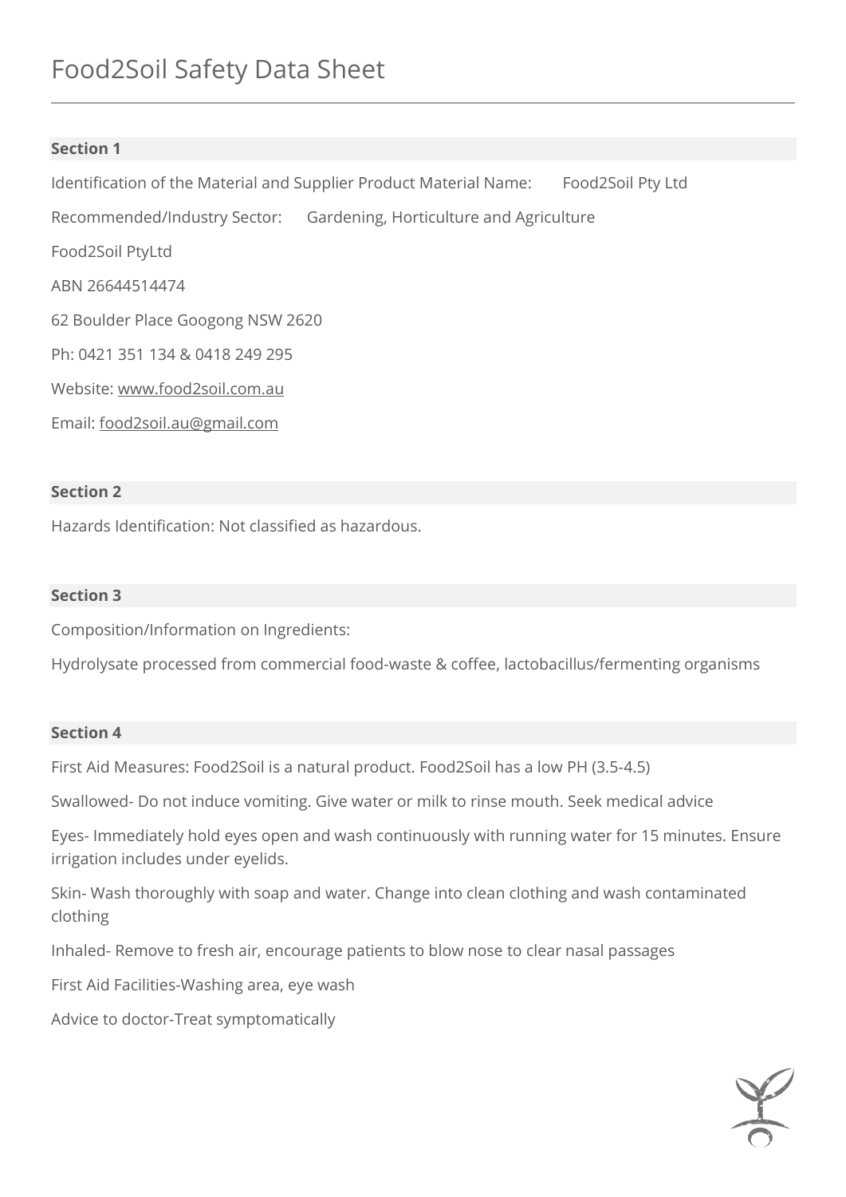# Food2Soil Safety Data Sheet

## Section 1

Identification of the Material and Supplier Product Material Name: Food2Soil Pty Ltd

Recommended/Industry Sector: Gardening, Horticulture and Agriculture

Food2Soil PtyLtd

ABN 26644514474

62 Boulder Place Googong NSW 2620

Ph: 0421 351 134 & 0418 249 295

Website: www.food2soil.com.au

Email: food2soil.au@gmail.com

## Section 2

Hazards Identification: Not classified as hazardous.

## Section 3

Composition/Information on Ingredients:

Hydrolysate processed from commercial food-waste & coffee, lactobacillus/fermenting organisms

## Section 4

First Aid Measures: Food2Soil is a natural product. Food2Soil has a low PH (3.5-4.5)

Swallowed- Do not induce vomiting. Give water or milk to rinse mouth. Seek medical advice

Eyes- Immediately hold eyes open and wash continuously with running water for 15 minutes. Ensure irrigation includes under eyelids.

Skin- Wash thoroughly with soap and water. Change into clean clothing and wash contaminated clothing

Inhaled- Remove to fresh air, encourage patients to blow nose to clear nasal passages

First Aid Facilities-Washing area, eye wash

Advice to doctor-Treat symptomatically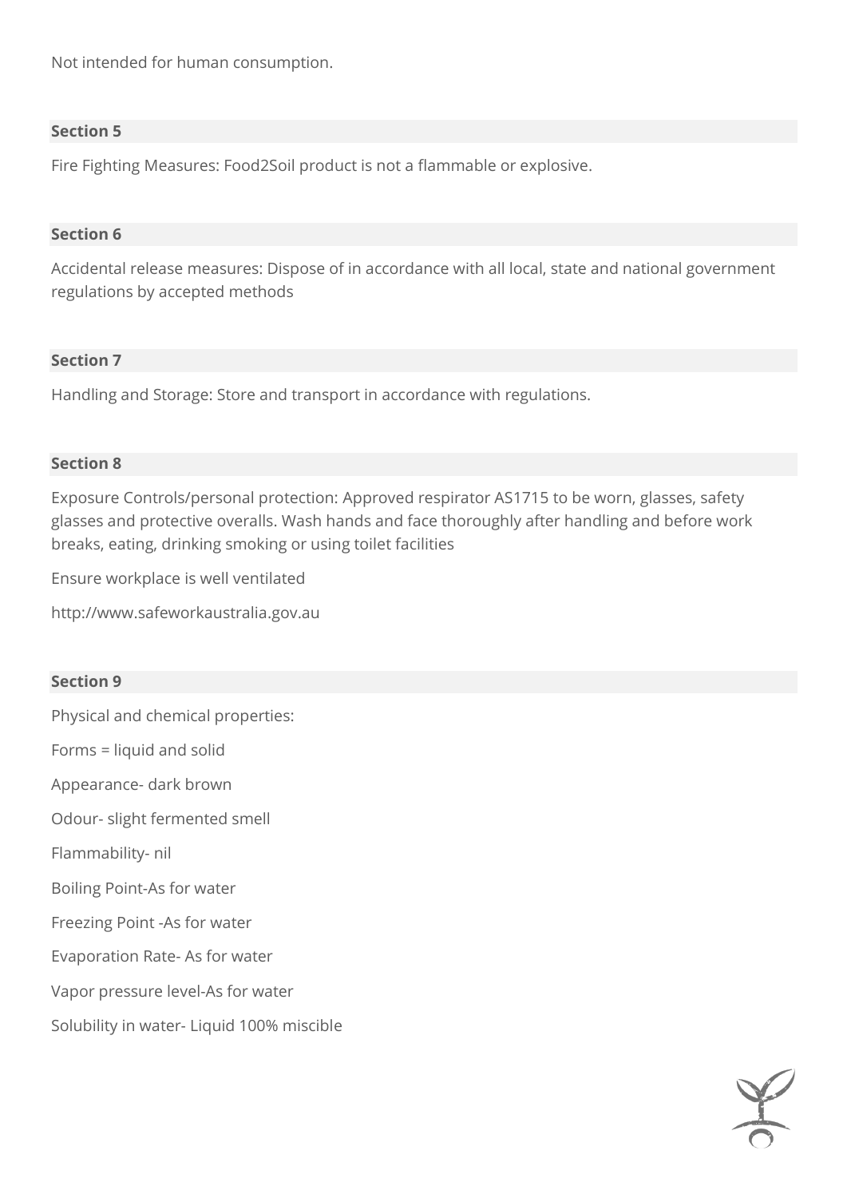Not intended for human consumption.

**Section 5**

Fire Fighting Measures: Food2Soil product is not a flammable or explosive.

**Section 6**

Accidental release measures: Dispose of in accordance with all local, state and national government regulations by accepted methods

**Section 7**

Handling and Storage: Store and transport in accordance with regulations.

**Section 8**

Exposure Controls/personal protection: Approved respirator AS1715 to be worn, glasses, safety glasses and protective overalls. Wash hands and face thoroughly after handling and before work breaks, eating, drinking smoking or using toilet facilities

Ensure workplace is well ventilated

http://www.safeworkaustralia.gov.au

**Section 9**

Physical and chemical properties:

Forms = liquid and solid

Appearance- dark brown

Odour- slight fermented smell

Flammability- nil

Boiling Point-As for water

Freezing Point -As for water

Evaporation Rate- As for water

Vapor pressure level-As for water

Solubility in water- Liquid 100% miscible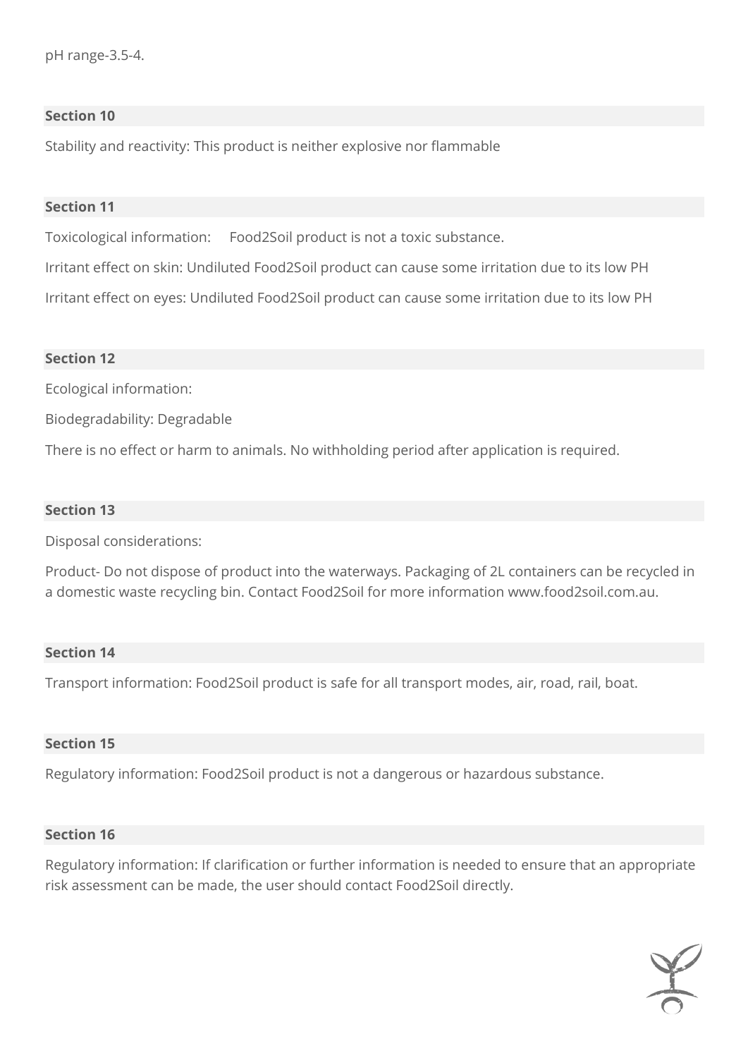pH range-3.5-4.

## Section 10

Stability and reactivity: This product is neither explosive nor flammable

## Section 11

Toxicological information: Food2Soil product is not a toxic substance.

Irritant effect on skin: Undiluted Food2Soil product can cause some irritation due to its low PH

Irritant effect on eyes: Undiluted Food2Soil product can cause some irritation due to its low PH

## Section 12

Ecological information:

Biodegradability: Degradable

There is no effect or harm to animals. No withholding period after application is required.

## Section 13

Disposal considerations:

Product- Do not dispose of product into the waterways. Packaging of 2L containers can be recycled in a domestic waste recycling bin. Contact Food2Soil for more information www.food2soil.com.au.

## Section 14

Transport information: Food2Soil product is safe for all transport modes, air, road, rail, boat.

## Section 15

Regulatory information: Food2Soil product is not a dangerous or hazardous substance.

## Section 16

Regulatory information: If clarification or further information is needed to ensure that an appropriate risk assessment can be made, the user should contact Food2Soil directly.